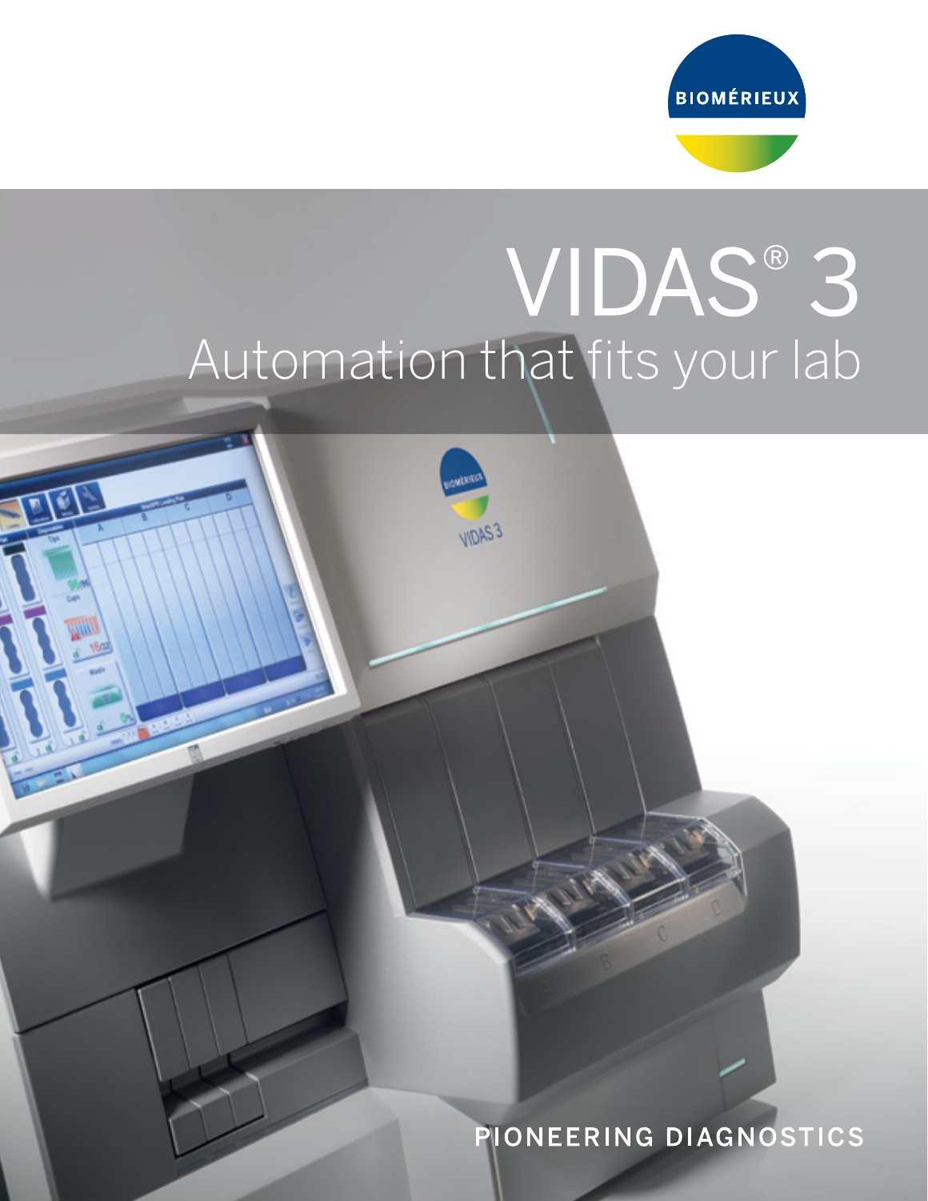BIOMÉRIEUX

# VIDAS® 3

## Automation that fits your lab

PIONEERING DIAGNOSTICS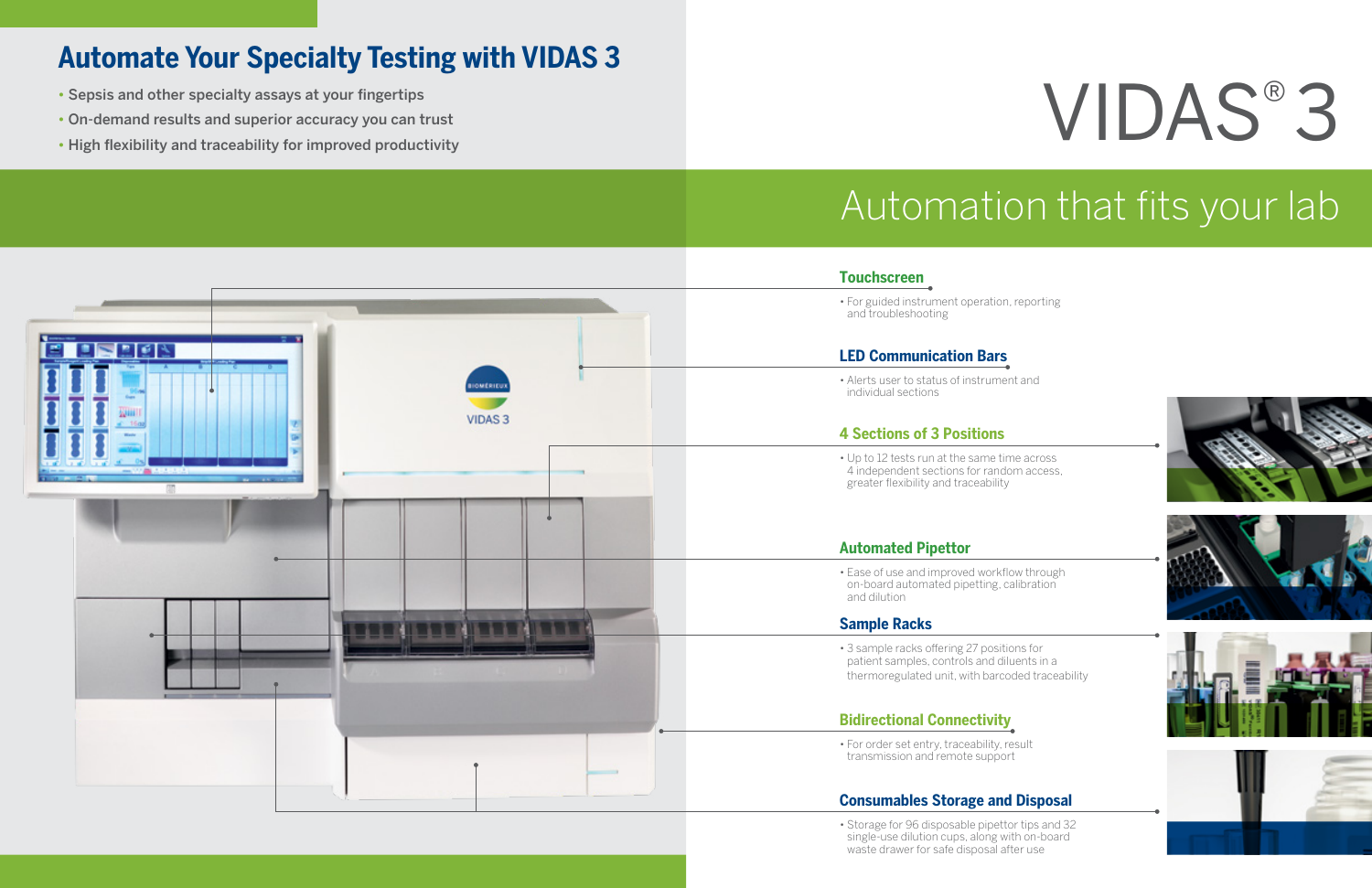## Automate Your Specialty Testing with VIDAS 3

- Sepsis and other specialty assays at your fingertips
- On-demand results and superior accuracy you can trust
- High flexibility and traceability for improved productivity

# VIDAS® 3

## Automation that fits your lab

### Touchscreen

- For guided instrument operation, reporting and troubleshooting

### LED Communication Bars

- Alerts user to status of instrument and individual sections

### 4 Sections of 3 Positions

- Up to 12 tests run at the same time across 4 independent sections for random access, greater flexibility and traceability

### Automated Pipettor

- Ease of use and improved workflow through on-board automated pipetting, calibration and dilution

### Sample Racks

- 3 sample racks offering 27 positions for patient samples, controls and diluents in a thermoregulated unit, with barcoded traceability

### Bidirectional Connectivity

- For order set entry, traceability, result transmission and remote support

### Consumables Storage and Disposal

- Storage for 96 disposable pipettor tips and 32 single-use dilution cups, along with on-board waste drawer for safe disposal after use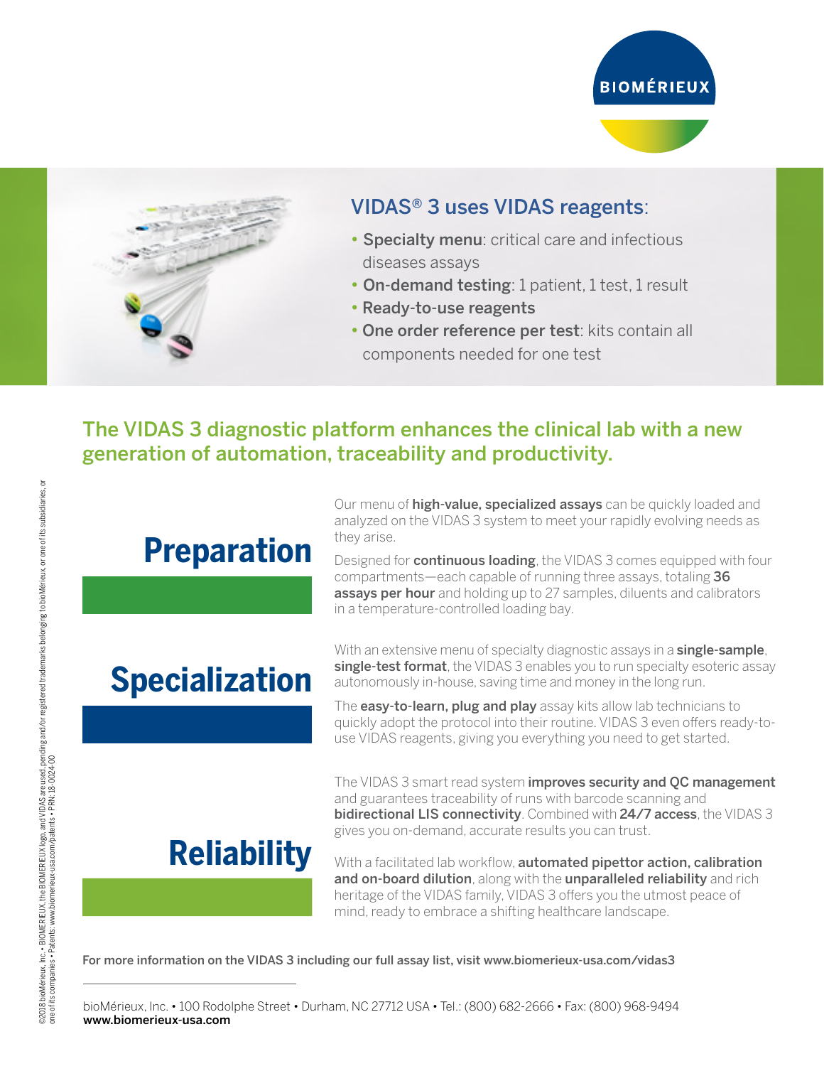BIOMÉRIEUX

## VIDAS® 3 uses VIDAS reagents:

- **Specialty menu**: critical care and infectious diseases assays
- **On-demand testing**: 1 patient, 1 test, 1 result
- **Ready-to-use reagents**
- **One order reference per test**: kits contain all components needed for one test

## The VIDAS 3 diagnostic platform enhances the clinical lab with a new generation of automation, traceability and productivity.

# Preparation

Our menu of **high-value, specialized assays** can be quickly loaded and analyzed on the VIDAS 3 system to meet your rapidly evolving needs as they arise.

Designed for **continuous loading**, the VIDAS 3 comes equipped with four compartments—each capable of running three assays, totaling **36 assays per hour** and holding up to 27 samples, diluents and calibrators in a temperature-controlled loading bay.

# Specialization

With an extensive menu of specialty diagnostic assays in a **single-sample, single-test format**, the VIDAS 3 enables you to run specialty esoteric assay autonomously in-house, saving time and money in the long run.

The **easy-to-learn, plug and play** assay kits allow lab technicians to quickly adopt the protocol into their routine. VIDAS 3 even offers ready-to-use VIDAS reagents, giving you everything you need to get started.

# Reliability

The VIDAS 3 smart read system **improves security and QC management** and guarantees traceability of runs with barcode scanning and **bidirectional LIS connectivity**. Combined with **24/7 access**, the VIDAS 3 gives you on-demand, accurate results you can trust.

With a facilitated lab workflow, **automated pipettor action, calibration and on-board dilution**, along with the **unparalleled reliability** and rich heritage of the VIDAS family, VIDAS 3 offers you the utmost peace of mind, ready to embrace a shifting healthcare landscape.

**For more information on the VIDAS 3 including our full assay list, visit www.biomerieux-usa.com/vidas3**

©2018 bioMérieux, Inc. • BIOMERIEUX, the BIOMERIEUX logo, and VIDAS are used, pending and/or registered trademarks belonging to bioMérieux, or one of its subsidiaries, or one of its companies • Patents: www.biomerieux-usa.com/patents • PRN: 18-0024-00

bioMérieux, Inc. • 100 Rodolphe Street • Durham, NC 27712 USA • Tel.: (800) 682-2666 • Fax: (800) 968-9494
**www.biomerieux-usa.com**